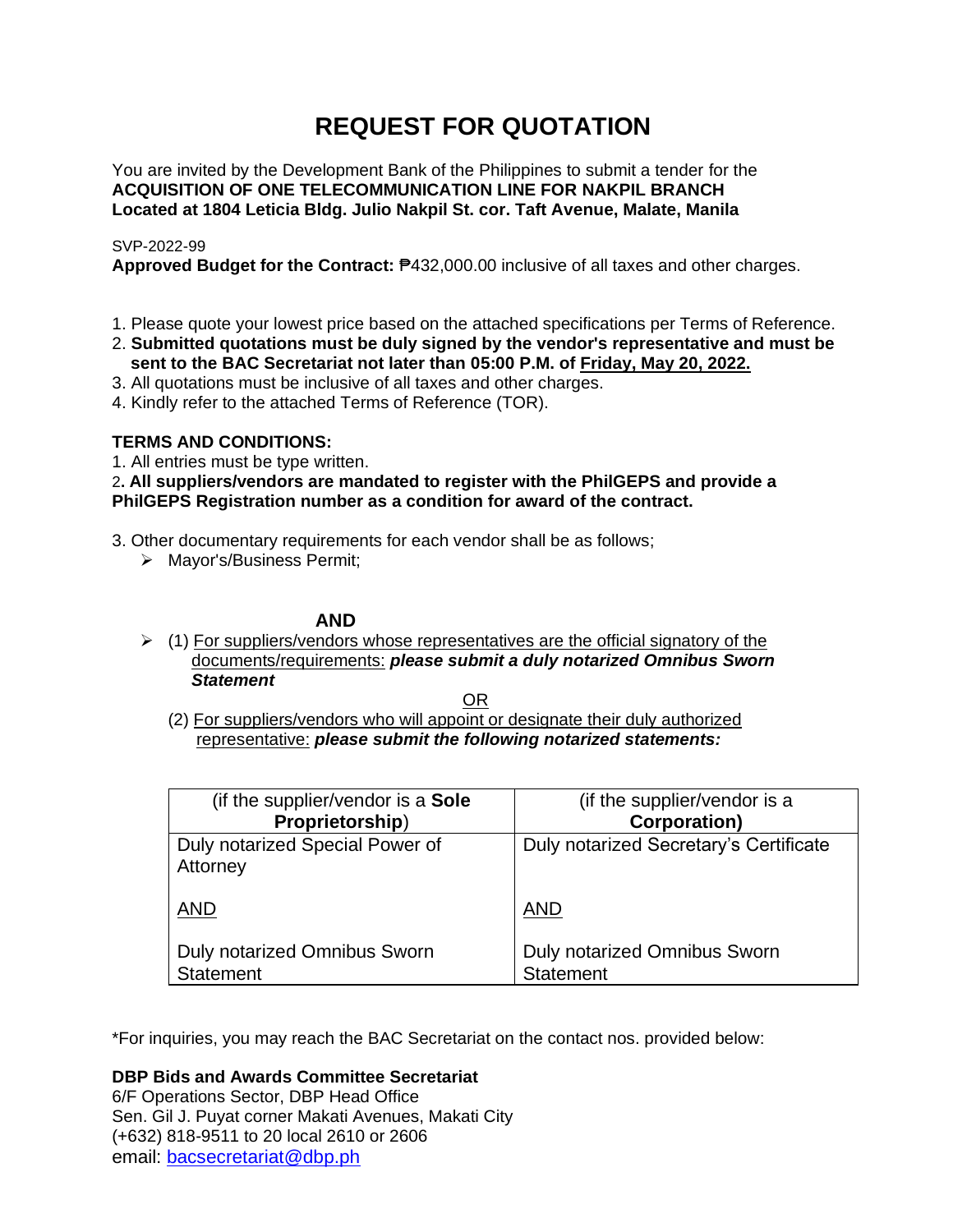# REQUEST FOR QUOTATION

You are invited by the Development Bank of the Philippines to submit a tender for the
**ACQUISITION OF ONE TELECOMMUNICATION LINE FOR NAKPIL BRANCH**
**Located at 1804 Leticia Bldg. Julio Nakpil St. cor. Taft Avenue, Malate, Manila**

SVP-2022-99
**Approved Budget for the Contract:** ₱432,000.00 inclusive of all taxes and other charges.

1. Please quote your lowest price based on the attached specifications per Terms of Reference.
2. **Submitted quotations must be duly signed by the vendor's representative and must be sent to the BAC Secretariat not later than 05:00 P.M. of <u>Friday, May 20, 2022.</u>**
3. All quotations must be inclusive of all taxes and other charges.
4. Kindly refer to the attached Terms of Reference (TOR).

**TERMS AND CONDITIONS:**

1. All entries must be type written.
2. **All suppliers/vendors are mandated to register with the PhilGEPS and provide a PhilGEPS Registration number as a condition for award of the contract.**
3. Other documentary requirements for each vendor shall be as follows;
   - Mayor's/Business Permit;

**AND**

- (1) <u>For suppliers/vendors whose representatives are the official signatory of the documents/requirements:</u> ***please submit a duly notarized Omnibus Sworn Statement***

  <u>OR</u>

  (2) <u>For suppliers/vendors who will appoint or designate their duly authorized representative:</u> ***please submit the following notarized statements:***

| (if the supplier/vendor is a **Sole Proprietorship**) | (if the supplier/vendor is a **Corporation)** |
|---|---|
| Duly notarized Special Power of Attorney<br><br><u>AND</u><br><br>Duly notarized Omnibus Sworn Statement | Duly notarized Secretary's Certificate<br><br><u>AND</u><br><br>Duly notarized Omnibus Sworn Statement |

*For inquiries, you may reach the BAC Secretariat on the contact nos. provided below:

**DBP Bids and Awards Committee Secretariat**
6/F Operations Sector, DBP Head Office
Sen. Gil J. Puyat corner Makati Avenues, Makati City
(+632) 818-9511 to 20 local 2610 or 2606
email: bacsecretariat@dbp.ph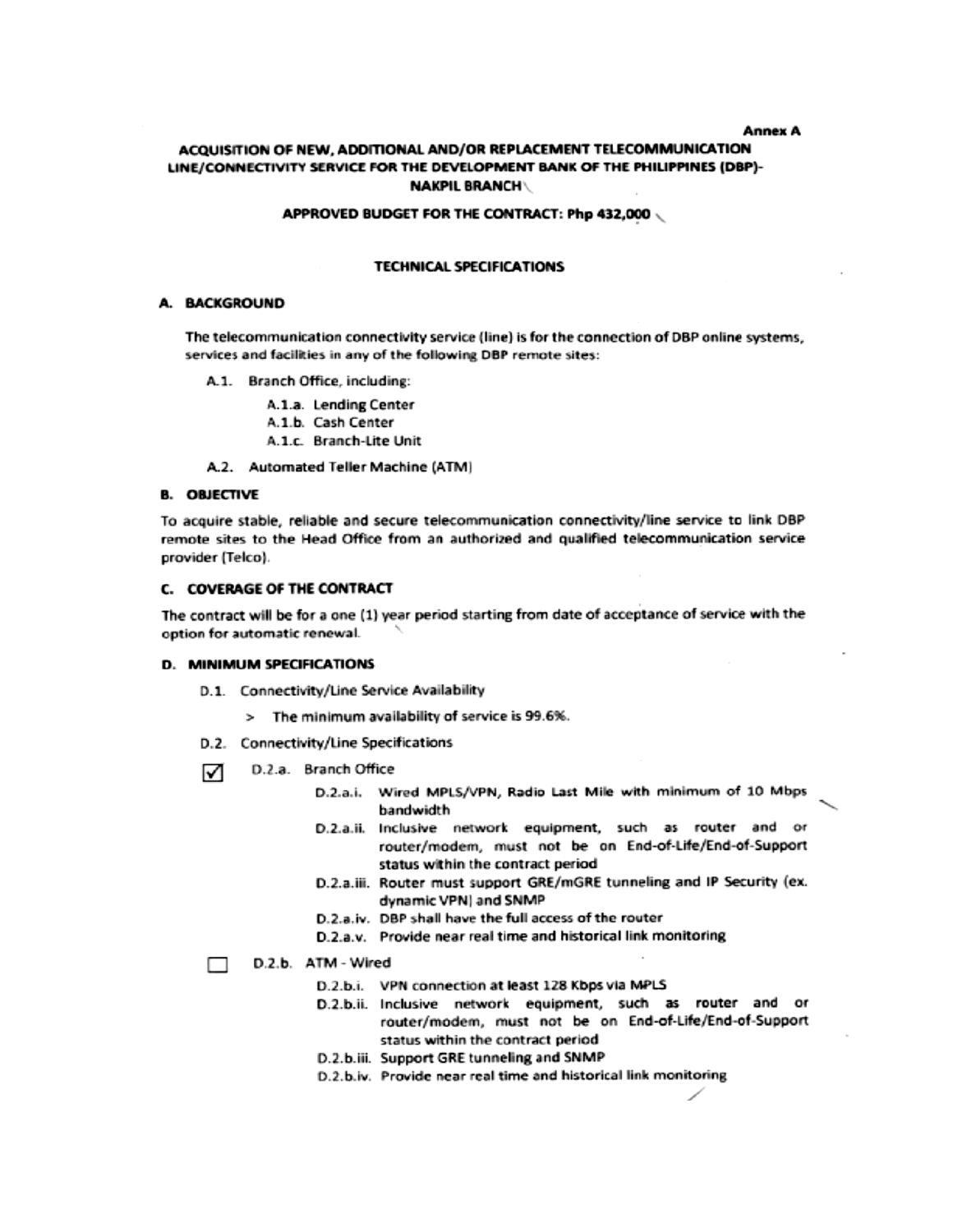Annex A

# ACQUISITION OF NEW, ADDITIONAL AND/OR REPLACEMENT TELECOMMUNICATION LINE/CONNECTIVITY SERVICE FOR THE DEVELOPMENT BANK OF THE PHILIPPINES (DBP)-NAKPIL BRANCH

**APPROVED BUDGET FOR THE CONTRACT: Php 432,000**

## TECHNICAL SPECIFICATIONS

### A. BACKGROUND

The telecommunication connectivity service (line) is for the connection of DBP online systems, services and facilities in any of the following DBP remote sites:

- A.1. Branch Office, including:
  - A.1.a. Lending Center
  - A.1.b. Cash Center
  - A.1.c. Branch-Lite Unit
- A.2. Automated Teller Machine (ATM)

### B. OBJECTIVE

To acquire stable, reliable and secure telecommunication connectivity/line service to link DBP remote sites to the Head Office from an authorized and qualified telecommunication service provider (Telco).

### C. COVERAGE OF THE CONTRACT

The contract will be for a one (1) year period starting from date of acceptance of service with the option for automatic renewal.

### D. MINIMUM SPECIFICATIONS

- D.1. Connectivity/Line Service Availability
  - > The minimum availability of service is 99.6%.
- D.2. Connectivity/Line Specifications

☑ D.2.a. Branch Office

- D.2.a.i. Wired MPLS/VPN, Radio Last Mile with minimum of 10 Mbps bandwidth
- D.2.a.ii. Inclusive network equipment, such as router and or router/modem, must not be on End-of-Life/End-of-Support status within the contract period
- D.2.a.iii. Router must support GRE/mGRE tunneling and IP Security (ex. dynamic VPN) and SNMP
- D.2.a.iv. DBP shall have the full access of the router
- D.2.a.v. Provide near real time and historical link monitoring

☐ D.2.b. ATM - Wired

- D.2.b.i. VPN connection at least 128 Kbps via MPLS
- D.2.b.ii. Inclusive network equipment, such as router and or router/modem, must not be on End-of-Life/End-of-Support status within the contract period
- D.2.b.iii. Support GRE tunneling and SNMP
- D.2.b.iv. Provide near real time and historical link monitoring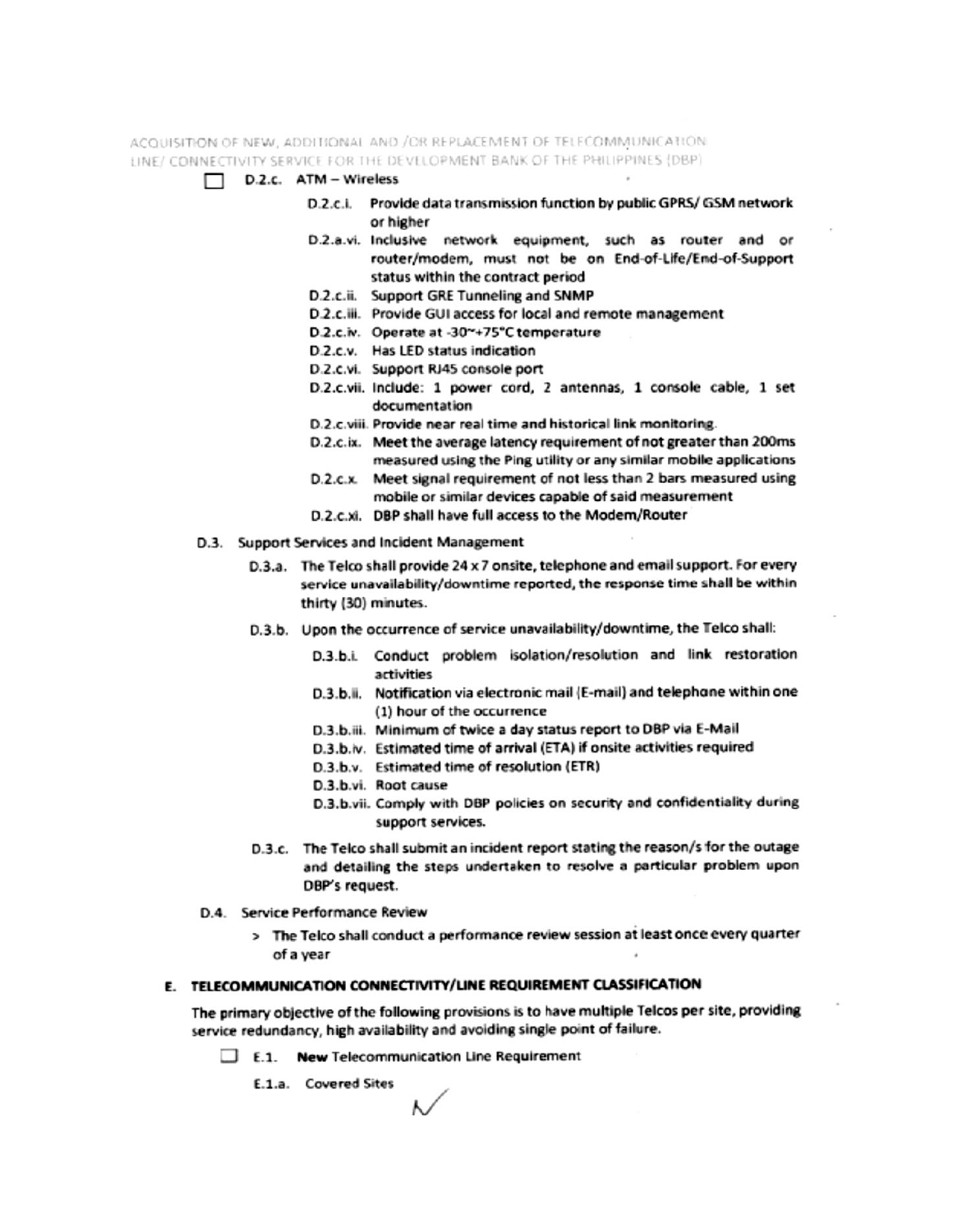☐ D.2.c. ATM – Wireless

- D.2.c.i. Provide data transmission function by public GPRS/ GSM network or higher
- D.2.a.vi. Inclusive network equipment, such as router and or router/modem, must not be on End-of-Life/End-of-Support status within the contract period
- D.2.c.ii. Support GRE Tunneling and SNMP
- D.2.c.iii. Provide GUI access for local and remote management
- D.2.c.iv. Operate at -30~+75°C temperature
- D.2.c.v. Has LED status indication
- D.2.c.vi. Support RJ45 console port
- D.2.c.vii. Include: 1 power cord, 2 antennas, 1 console cable, 1 set documentation
- D.2.c.viii. Provide near real time and historical link monitoring.
- D.2.c.ix. Meet the average latency requirement of not greater than 200ms measured using the Ping utility or any similar mobile applications
- D.2.c.x. Meet signal requirement of not less than 2 bars measured using mobile or similar devices capable of said measurement
- D.2.c.xi. DBP shall have full access to the Modem/Router

D.3. Support Services and Incident Management

- D.3.a. The Telco shall provide 24 x 7 onsite, telephone and email support. For every service unavailability/downtime reported, the response time shall be within thirty (30) minutes.
- D.3.b. Upon the occurrence of service unavailability/downtime, the Telco shall:
  - D.3.b.i. Conduct problem isolation/resolution and link restoration activities
  - D.3.b.ii. Notification via electronic mail (E-mail) and telephone within one (1) hour of the occurrence
  - D.3.b.iii. Minimum of twice a day status report to DBP via E-Mail
  - D.3.b.iv. Estimated time of arrival (ETA) if onsite activities required
  - D.3.b.v. Estimated time of resolution (ETR)
  - D.3.b.vi. Root cause
  - D.3.b.vii. Comply with DBP policies on security and confidentiality during support services.
- D.3.c. The Telco shall submit an incident report stating the reason/s for the outage and detailing the steps undertaken to resolve a particular problem upon DBP's request.

D.4. Service Performance Review

> The Telco shall conduct a performance review session at least once every quarter of a year

## E. TELECOMMUNICATION CONNECTIVITY/LINE REQUIREMENT CLASSIFICATION

The primary objective of the following provisions is to have multiple Telcos per site, providing service redundancy, high availability and avoiding single point of failure.

☐ E.1. **New** Telecommunication Line Requirement

E.1.a. Covered Sites

✓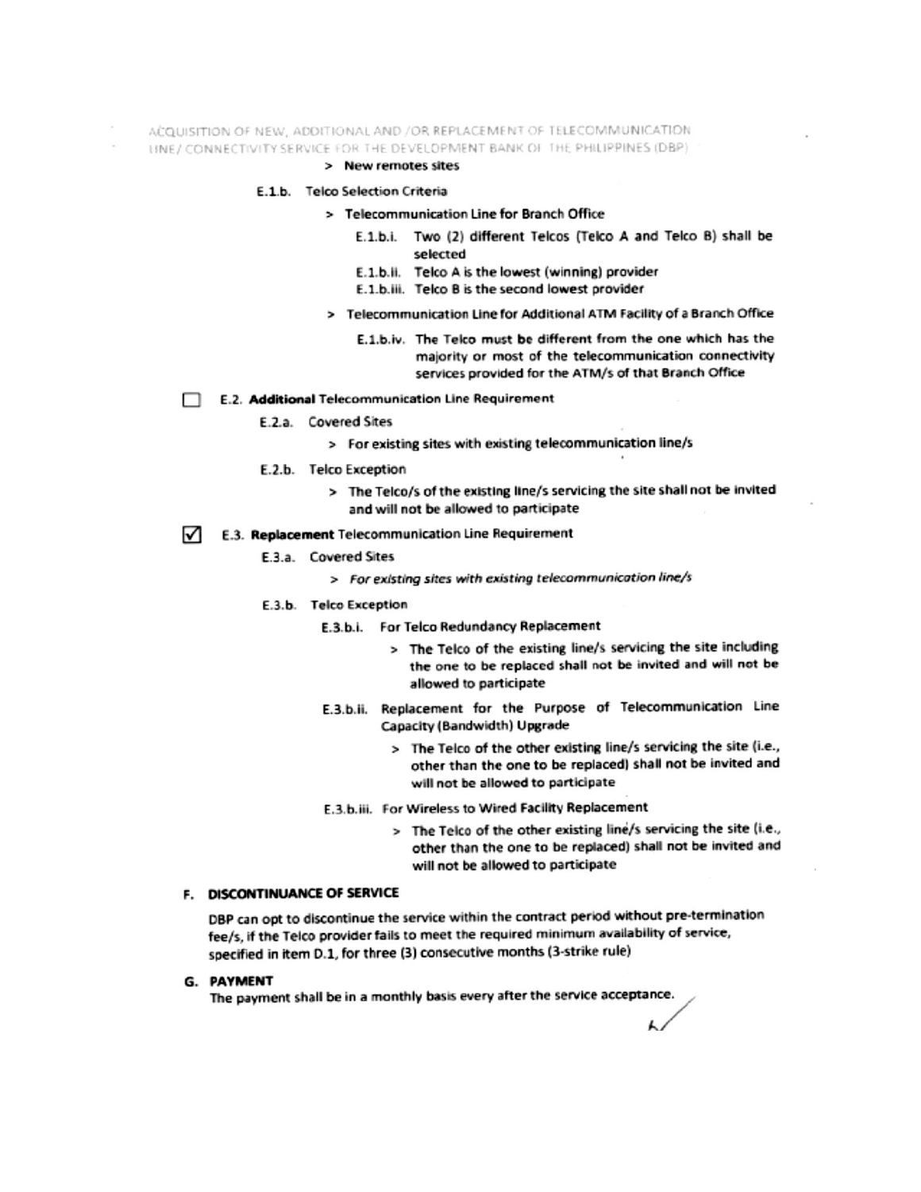> New remotes sites

E.1.b. Telco Selection Criteria

> Telecommunication Line for Branch Office

E.1.b.i. Two (2) different Telcos (Telco A and Telco B) shall be selected

E.1.b.ii. Telco A is the lowest (winning) provider

E.1.b.iii. Telco B is the second lowest provider

> Telecommunication Line for Additional ATM Facility of a Branch Office

E.1.b.iv. The Telco must be different from the one which has the majority or most of the telecommunication connectivity services provided for the ATM/s of that Branch Office

☐ E.2. **Additional** Telecommunication Line Requirement

E.2.a. Covered Sites

> For existing sites with existing telecommunication line/s

E.2.b. Telco Exception

> The Telco/s of the existing line/s servicing the site shall not be invited and will not be allowed to participate

☑ E.3. **Replacement** Telecommunication Line Requirement

E.3.a. Covered Sites

> *For existing sites with existing telecommunication line/s*

E.3.b. Telco Exception

E.3.b.i. For Telco Redundancy Replacement

> The Telco of the existing line/s servicing the site including the one to be replaced shall not be invited and will not be allowed to participate

E.3.b.ii. Replacement for the Purpose of Telecommunication Line Capacity (Bandwidth) Upgrade

> The Telco of the other existing line/s servicing the site (i.e., other than the one to be replaced) shall not be invited and will not be allowed to participate

E.3.b.iii. For Wireless to Wired Facility Replacement

> The Telco of the other existing line/s servicing the site (i.e., other than the one to be replaced) shall not be invited and will not be allowed to participate

## F. DISCONTINUANCE OF SERVICE

DBP can opt to discontinue the service within the contract period without pre-termination fee/s, if the Telco provider fails to meet the required minimum availability of service, specified in item D.1, for three (3) consecutive months (3-strike rule)

## G. PAYMENT

The payment shall be in a monthly basis every after the service acceptance.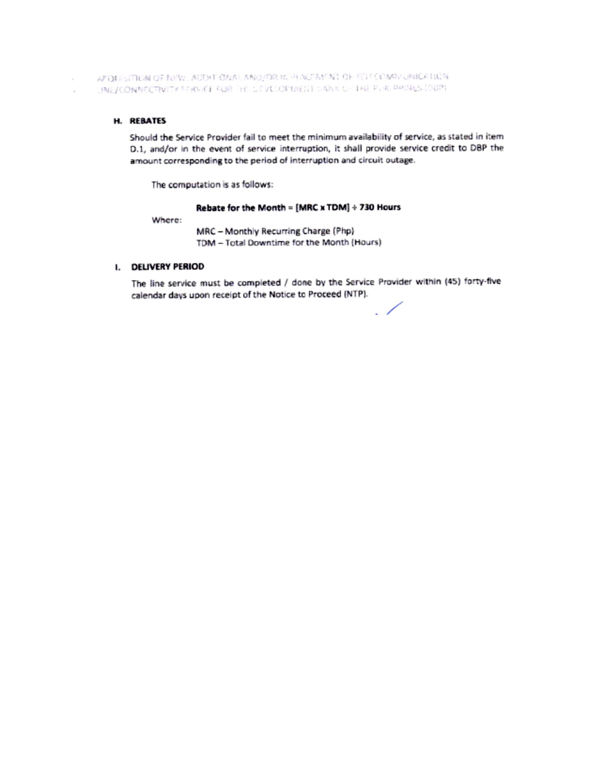## H. REBATES

Should the Service Provider fail to meet the minimum availability of service, as stated in item D.1, and/or in the event of service interruption, it shall provide service credit to DBP the amount corresponding to the period of interruption and circuit outage.

The computation is as follows:

**Rebate for the Month = [MRC x TDM] ÷ 730 Hours**

Where:

MRC – Monthly Recurring Charge (Php)
TDM – Total Downtime for the Month (Hours)

## I. DELIVERY PERIOD

The line service must be completed / done by the Service Provider within (45) forty-five calendar days upon receipt of the Notice to Proceed (NTP).